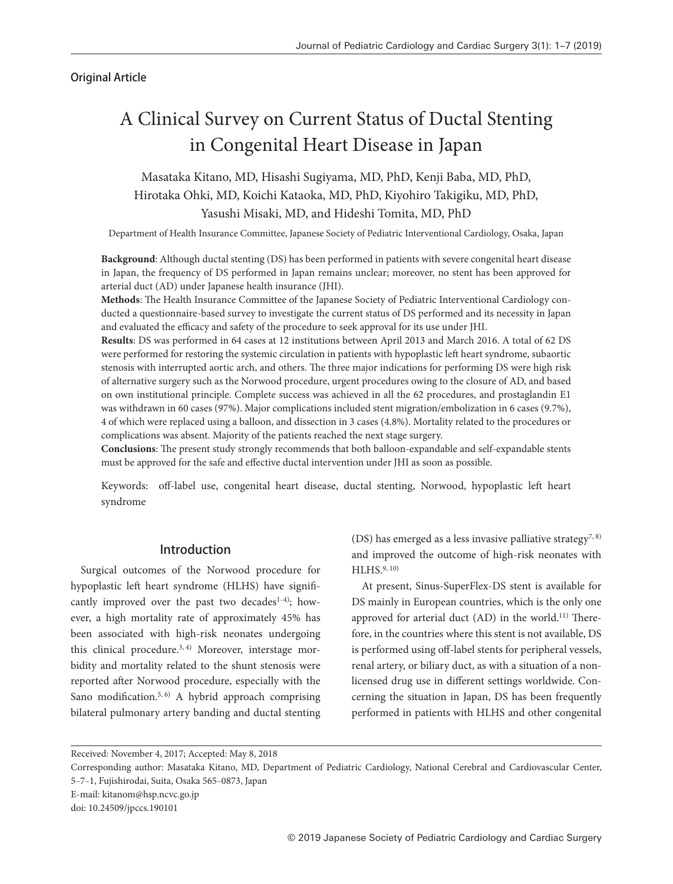Original Article

# A Clinical Survey on Current Status of Ductal Stenting in Congenital Heart Disease in Japan

Masataka Kitano, MD, Hisashi Sugiyama, MD, PhD, Kenji Baba, MD, PhD, Hirotaka Ohki, MD, Koichi Kataoka, MD, PhD, Kiyohiro Takigiku, MD, PhD, Yasushi Misaki, MD, and Hideshi Tomita, MD, PhD

Department of Health Insurance Committee, Japanese Society of Pediatric Interventional Cardiology, Osaka, Japan

**Background**: Although ductal stenting (DS) has been performed in patients with severe congenital heart disease in Japan, the frequency of DS performed in Japan remains unclear; moreover, no stent has been approved for arterial duct (AD) under Japanese health insurance (JHI).

**Methods**: The Health Insurance Committee of the Japanese Society of Pediatric Interventional Cardiology conducted a questionnaire-based survey to investigate the current status of DS performed and its necessity in Japan and evaluated the efficacy and safety of the procedure to seek approval for its use under JHI.

**Results**: DS was performed in 64 cases at 12 institutions between April 2013 and March 2016. A total of 62 DS were performed for restoring the systemic circulation in patients with hypoplastic left heart syndrome, subaortic stenosis with interrupted aortic arch, and others. The three major indications for performing DS were high risk of alternative surgery such as the Norwood procedure, urgent procedures owing to the closure of AD, and based on own institutional principle. Complete success was achieved in all the 62 procedures, and prostaglandin E1 was withdrawn in 60 cases (97%). Major complications included stent migration/embolization in 6 cases (9.7%), 4 of which were replaced using a balloon, and dissection in 3 cases (4.8%). Mortality related to the procedures or complications was absent. Majority of the patients reached the next stage surgery.

**Conclusions**: The present study strongly recommends that both balloon-expandable and self-expandable stents must be approved for the safe and effective ductal intervention under JHI as soon as possible.

Keywords: off-label use, congenital heart disease, ductal stenting, Norwood, hypoplastic left heart syndrome

## Introduction

Surgical outcomes of the Norwood procedure for hypoplastic left heart syndrome (HLHS) have significantly improved over the past two decades[1–4]; however, a high mortality rate of approximately 45% has been associated with high-risk neonates undergoing this clinical procedure.[3,4] Moreover, interstage morbidity and mortality related to the shunt stenosis were reported after Norwood procedure, especially with the Sano modification.[5,6] A hybrid approach comprising bilateral pulmonary artery banding and ductal stenting (DS) has emerged as a less invasive palliative strategy[7,8] and improved the outcome of high-risk neonates with HLHS.[9,10]

At present, Sinus-SuperFlex-DS stent is available for DS mainly in European countries, which is the only one approved for arterial duct (AD) in the world.[11] Therefore, in the countries where this stent is not available, DS is performed using off-label stents for peripheral vessels, renal artery, or biliary duct, as with a situation of a non-licensed drug use in different settings worldwide. Concerning the situation in Japan, DS has been frequently performed in patients with HLHS and other congenital

Received: November 4, 2017; Accepted: May 8, 2018

Corresponding author: Masataka Kitano, MD, Department of Pediatric Cardiology, National Cerebral and Cardiovascular Center, 5–7–1, Fujishirodai, Suita, Osaka 565–0873, Japan

E-mail: kitanom@hsp.ncvc.go.jp

doi: 10.24509/jpccs.190101

© 2019 Japanese Society of Pediatric Cardiology and Cardiac Surgery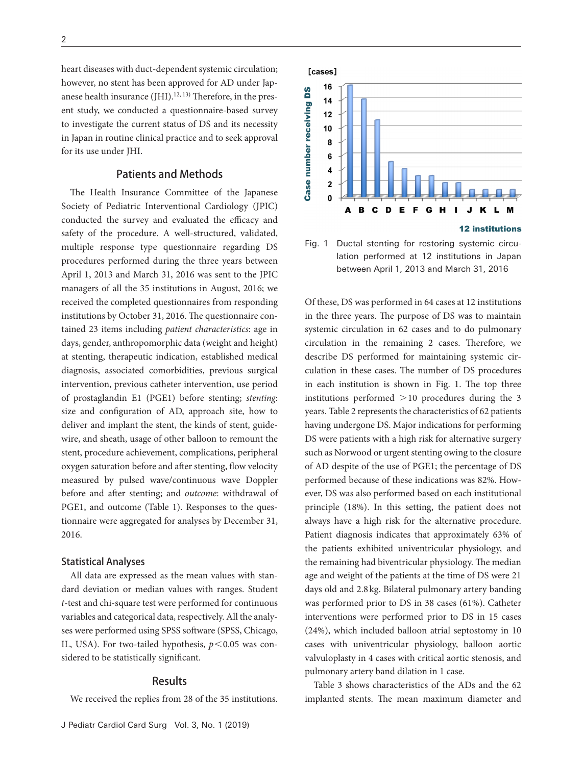heart diseases with duct-dependent systemic circulation; however, no stent has been approved for AD under Japanese health insurance (JHI).[12, 13] Therefore, in the present study, we conducted a questionnaire-based survey to investigate the current status of DS and its necessity in Japan in routine clinical practice and to seek approval for its use under JHI.

## Patients and Methods

The Health Insurance Committee of the Japanese Society of Pediatric Interventional Cardiology (JPIC) conducted the survey and evaluated the efficacy and safety of the procedure. A well-structured, validated, multiple response type questionnaire regarding DS procedures performed during the three years between April 1, 2013 and March 31, 2016 was sent to the JPIC managers of all the 35 institutions in August, 2016; we received the completed questionnaires from responding institutions by October 31, 2016. The questionnaire contained 23 items including *patient characteristics*: age in days, gender, anthropomorphic data (weight and height) at stenting, therapeutic indication, established medical diagnosis, associated comorbidities, previous surgical intervention, previous catheter intervention, use period of prostaglandin E1 (PGE1) before stenting; *stenting*: size and configuration of AD, approach site, how to deliver and implant the stent, the kinds of stent, guidewire, and sheath, usage of other balloon to remount the stent, procedure achievement, complications, peripheral oxygen saturation before and after stenting, flow velocity measured by pulsed wave/continuous wave Doppler before and after stenting; and *outcome*: withdrawal of PGE1, and outcome (Table 1). Responses to the questionnaire were aggregated for analyses by December 31, 2016.

### Statistical Analyses

All data are expressed as the mean values with standard deviation or median values with ranges. Student *t*-test and chi-square test were performed for continuous variables and categorical data, respectively. All the analyses were performed using SPSS software (SPSS, Chicago, IL, USA). For two-tailed hypothesis, $p<0.05$ was considered to be statistically significant.

## Results

We received the replies from 28 of the 35 institutions.

Fig. 1 Ductal stenting for restoring systemic circulation performed at 12 institutions in Japan between April 1, 2013 and March 31, 2016

Of these, DS was performed in 64 cases at 12 institutions in the three years. The purpose of DS was to maintain systemic circulation in 62 cases and to do pulmonary circulation in the remaining 2 cases. Therefore, we describe DS performed for maintaining systemic circulation in these cases. The number of DS procedures in each institution is shown in Fig. 1. The top three institutions performed >10 procedures during the 3 years. Table 2 represents the characteristics of 62 patients having undergone DS. Major indications for performing DS were patients with a high risk for alternative surgery such as Norwood or urgent stenting owing to the closure of AD despite of the use of PGE1; the percentage of DS performed because of these indications was 82%. However, DS was also performed based on each institutional principle (18%). In this setting, the patient does not always have a high risk for the alternative procedure. Patient diagnosis indicates that approximately 63% of the patients exhibited univentricular physiology, and the remaining had biventricular physiology. The median age and weight of the patients at the time of DS were 21 days old and 2.8 kg. Bilateral pulmonary artery banding was performed prior to DS in 38 cases (61%). Catheter interventions were performed prior to DS in 15 cases (24%), which included balloon atrial septostomy in 10 cases with univentricular physiology, balloon aortic valvuloplasty in 4 cases with critical aortic stenosis, and pulmonary artery band dilation in 1 case.

Table 3 shows characteristics of the ADs and the 62 implanted stents. The mean maximum diameter and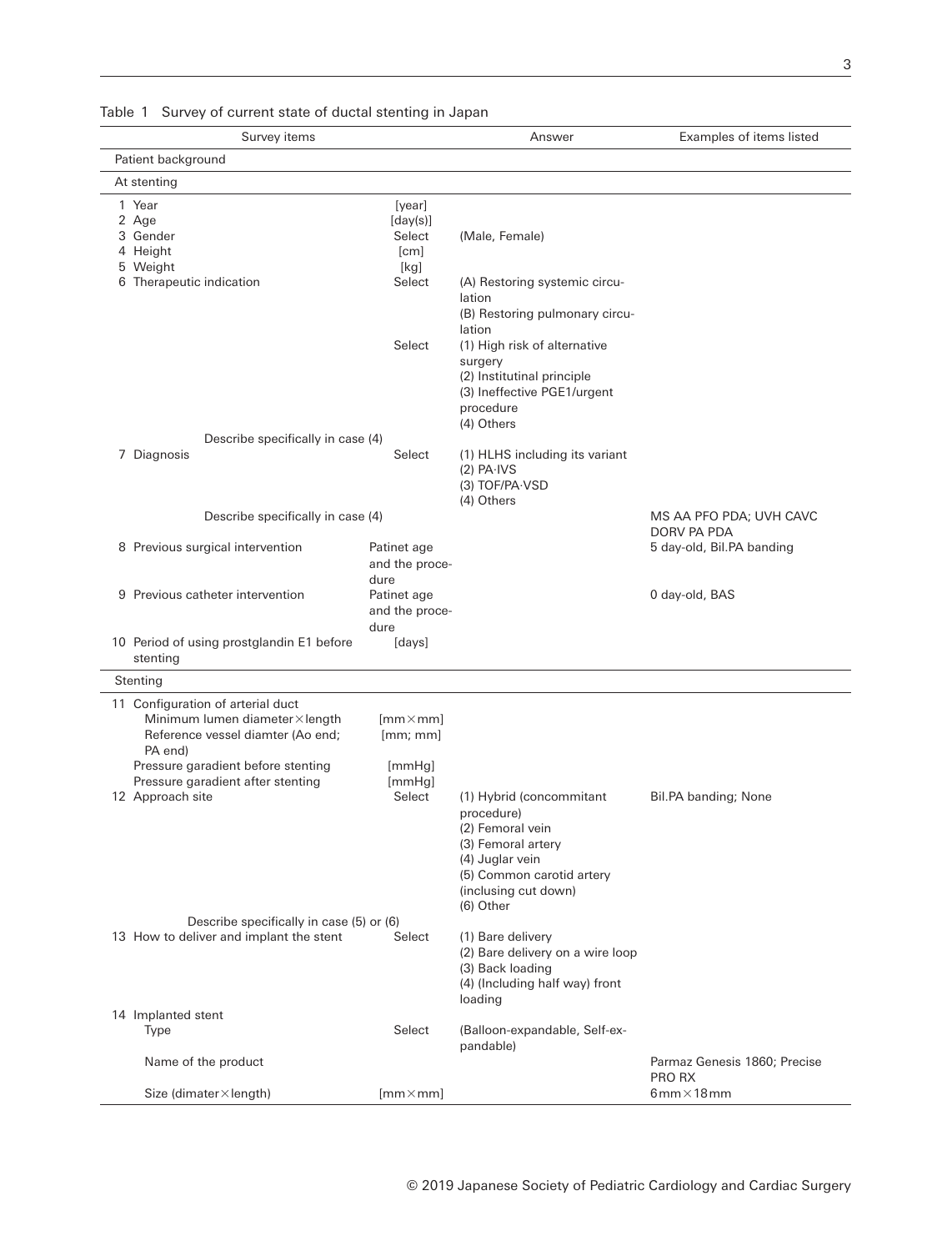Table 1 Survey of current state of ductal stenting in Japan

| Survey items | | Answer | Examples of items listed |
|---|---|---|---|
| Patient background | | | |
| At stenting | | | |
| 1 Year | [year] | | |
| 2 Age | [day(s)] | | |
| 3 Gender | Select | (Male, Female) | |
| 4 Height | [cm] | | |
| 5 Weight | [kg] | | |
| 6 Therapeutic indication | Select | (A) Restoring systemic circulation<br>(B) Restoring pulmonary circulation | |
| | Select | (1) High risk of alternative surgery<br>(2) Institutinal principle<br>(3) Ineffective PGE1/urgent procedure<br>(4) Others | |
| Describe specifically in case (4) | | | |
| 7 Diagnosis | Select | (1) HLHS including its variant<br>(2) PA·IVS<br>(3) TOF/PA·VSD<br>(4) Others | |
| Describe specifically in case (4) | | | MS AA PFO PDA; UVH CAVC DORV PA PDA |
| 8 Previous surgical intervention | Patinet age and the procedure | | 5 day-old, Bil.PA banding |
| 9 Previous catheter intervention | Patinet age and the procedure | | 0 day-old, BAS |
| 10 Period of using prostglandin E1 before stenting | [days] | | |
| Stenting | | | |
| 11 Configuration of arterial duct | | | |
| Minimum lumen diameter×length | [mm×mm] | | |
| Reference vessel diamter (Ao end; PA end) | [mm; mm] | | |
| Pressure garadient before stenting | [mmHg] | | |
| Pressure garadient after stenting | [mmHg] | | |
| 12 Approach site | Select | (1) Hybrid (concommitant procedure)<br>(2) Femoral vein<br>(3) Femoral artery<br>(4) Juglar vein<br>(5) Common carotid artery (inclusing cut down)<br>(6) Other | Bil.PA banding; None |
| Describe specifically in case (5) or (6) | | | |
| 13 How to deliver and implant the stent | Select | (1) Bare delivery<br>(2) Bare delivery on a wire loop<br>(3) Back loading<br>(4) (Including half way) front loading | |
| 14 Implanted stent | | | |
| Type | Select | (Balloon-expandable, Self-expandable) | |
| Name of the product | | | Parmaz Genesis 1860; Precise PRO RX |
| Size (dimater×length) | [mm×mm] | | 6mm×18mm |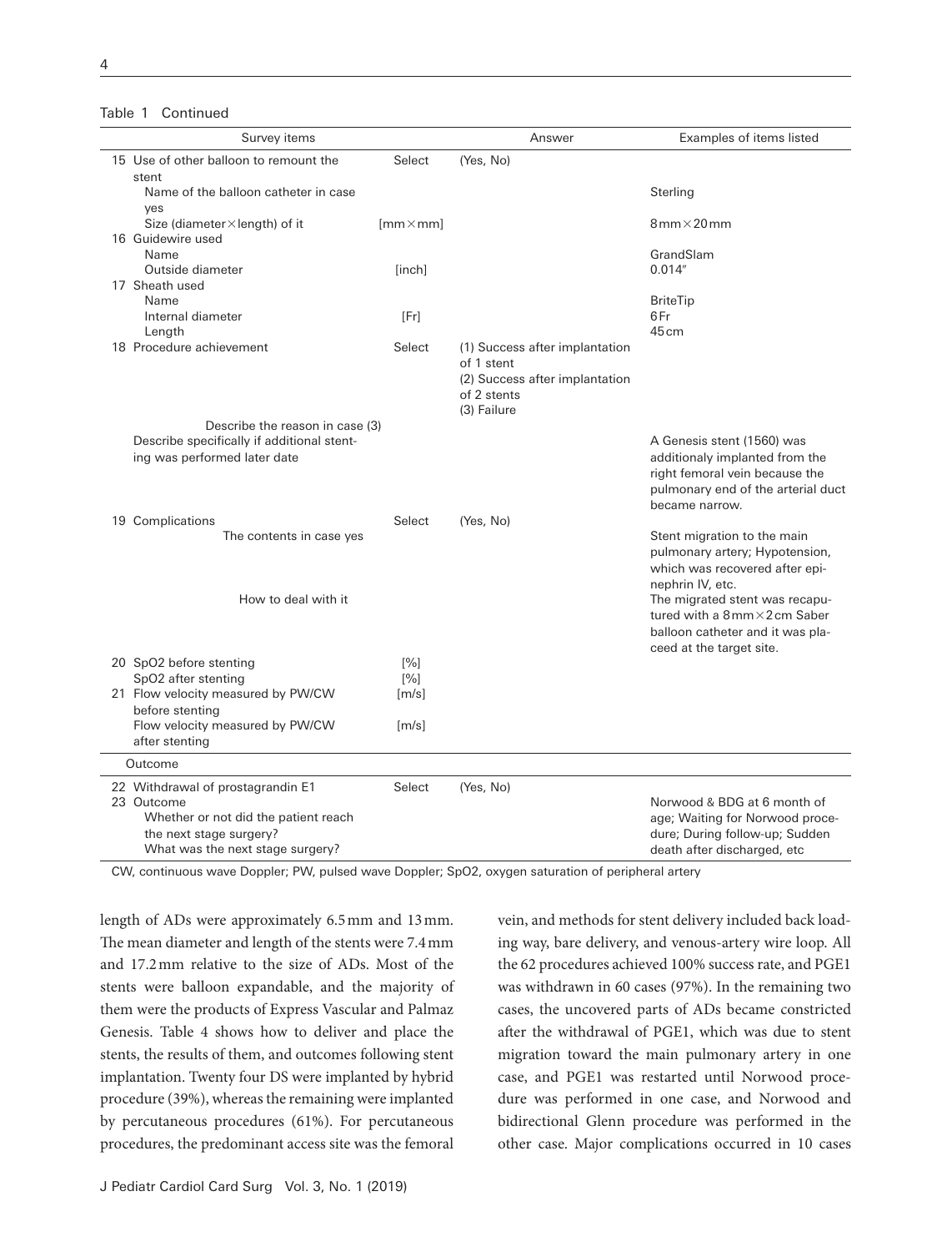Table 1 Continued

| Survey items | | Answer | Examples of items listed |
|---|---|---|---|
| 15 Use of other balloon to remount the stent | Select | (Yes, No) | |
| Name of the balloon catheter in case yes | | | Sterling |
| Size (diameter × length) of it | [mm × mm] | | 8 mm × 20 mm |
| 16 Guidewire used | | | |
| Name | | | GrandSlam |
| Outside diameter | [inch] | | 0.014″ |
| 17 Sheath used | | | |
| Name | | | BriteTip |
| Internal diameter | [Fr] | | 6 Fr |
| Length | | | 45 cm |
| 18 Procedure achievement | Select | (1) Success after implantation of 1 stent<br>(2) Success after implantation of 2 stents<br>(3) Failure | |
| Describe the reason in case (3) | | | |
| Describe specifically if additional stenting was performed later date | | | A Genesis stent (1560) was additionaly implanted from the right femoral vein because the pulmonary end of the arterial duct became narrow. |
| 19 Complications | Select | (Yes, No) | |
| The contents in case yes | | | Stent migration to the main pulmonary artery; Hypotension, which was recovered after epinephrin IV, etc. |
| How to deal with it | | | The migrated stent was recaputured with a 8 mm × 2 cm Saber balloon catheter and it was placeed at the target site. |
| 20 SpO2 before stenting | [%] | | |
| SpO2 after stenting | [%] | | |
| 21 Flow velocity measured by PW/CW before stenting | [m/s] | | |
| Flow velocity measured by PW/CW after stenting | [m/s] | | |
| Outcome | | | |
| 22 Withdrawal of prostagrandin E1 | Select | (Yes, No) | |
| 23 Outcome<br>Whether or not did the patient reach the next stage surgery?<br>What was the next stage surgery? | | | Norwood & BDG at 6 month of age; Waiting for Norwood procedure; During follow-up; Sudden death after discharged, etc |

CW, continuous wave Doppler; PW, pulsed wave Doppler; SpO2, oxygen saturation of peripheral artery

length of ADs were approximately 6.5 mm and 13 mm. The mean diameter and length of the stents were 7.4 mm and 17.2 mm relative to the size of ADs. Most of the stents were balloon expandable, and the majority of them were the products of Express Vascular and Palmaz Genesis. Table 4 shows how to deliver and place the stents, the results of them, and outcomes following stent implantation. Twenty four DS were implanted by hybrid procedure (39%), whereas the remaining were implanted by percutaneous procedures (61%). For percutaneous procedures, the predominant access site was the femoral vein, and methods for stent delivery included back loading way, bare delivery, and venous-artery wire loop. All the 62 procedures achieved 100% success rate, and PGE1 was withdrawn in 60 cases (97%). In the remaining two cases, the uncovered parts of ADs became constricted after the withdrawal of PGE1, which was due to stent migration toward the main pulmonary artery in one case, and PGE1 was restarted until Norwood procedure was performed in one case, and Norwood and bidirectional Glenn procedure was performed in the other case. Major complications occurred in 10 cases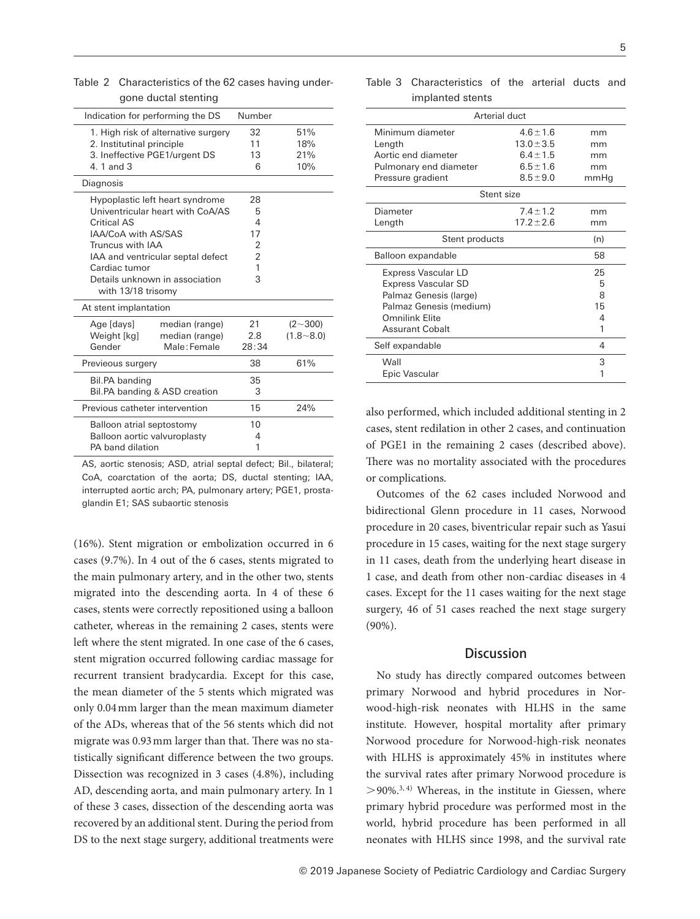Table 2 Characteristics of the 62 cases having undergone ductal stenting

| Indication for performing the DS | | Number | |
|---|---|---|---|
| 1. High risk of alternative surgery | | 32 | 51% |
| 2. Institutinal principle | | 11 | 18% |
| 3. Ineffective PGE1/urgent DS | | 13 | 21% |
| 4. 1 and 3 | | 6 | 10% |
| **Diagnosis** | | | |
| Hypoplastic left heart syndrome | | 28 | |
| Univentricular heart with CoA/AS | | 5 | |
| Critical AS | | 4 | |
| IAA/CoA with AS/SAS | | 17 | |
| Truncus with IAA | | 2 | |
| IAA and ventricular septal defect | | 2 | |
| Cardiac tumor | | 1 | |
| Details unknown in association with 13/18 trisomy | | 3 | |
| **At stent implantation** | | | |
| Age [days] | median (range) | 21 | (2∼300) |
| Weight [kg] | median (range) | 2.8 | (1.8∼8.0) |
| Gender | Male : Female | 28 : 34 | |
| **Previeous surgery** | | 38 | 61% |
| Bil.PA banding | | 35 | |
| Bil.PA banding & ASD creation | | 3 | |
| **Previous catheter intervention** | | 15 | 24% |
| Balloon atrial septostomy | | 10 | |
| Balloon aortic valvuroplasty | | 4 | |
| PA band dilation | | 1 | |

AS, aortic stenosis; ASD, atrial septal defect; Bil., bilateral; CoA, coarctation of the aorta; DS, ductal stenting; IAA, interrupted aortic arch; PA, pulmonary artery; PGE1, prostaglandin E1; SAS subaortic stenosis

(16%). Stent migration or embolization occurred in 6 cases (9.7%). In 4 out of the 6 cases, stents migrated to the main pulmonary artery, and in the other two, stents migrated into the descending aorta. In 4 of these 6 cases, stents were correctly repositioned using a balloon catheter, whereas in the remaining 2 cases, stents were left where the stent migrated. In one case of the 6 cases, stent migration occurred following cardiac massage for recurrent transient bradycardia. Except for this case, the mean diameter of the 5 stents which migrated was only 0.04 mm larger than the mean maximum diameter of the ADs, whereas that of the 56 stents which did not migrate was 0.93 mm larger than that. There was no statistically significant difference between the two groups. Dissection was recognized in 3 cases (4.8%), including AD, descending aorta, and main pulmonary artery. In 1 of these 3 cases, dissection of the descending aorta was recovered by an additional stent. During the period from DS to the next stage surgery, additional treatments were also performed, which included additional stenting in 2 cases, stent redilation in other 2 cases, and continuation of PGE1 in the remaining 2 cases (described above). There was no mortality associated with the procedures or complications.

Table 3 Characteristics of the arterial ducts and implanted stents

| Arterial duct | | |
|---|---|---|
| Minimum diameter | 4.6 ± 1.6 | mm |
| Length | 13.0 ± 3.5 | mm |
| Aortic end diameter | 6.4 ± 1.5 | mm |
| Pulmonary end diameter | 6.5 ± 1.6 | mm |
| Pressure gradient | 8.5 ± 9.0 | mmHg |
| **Stent size** | | |
| Diameter | 7.4 ± 1.2 | mm |
| Length | 17.2 ± 2.6 | mm |
| **Stent products** | | (n) |
| Balloon expandable | | 58 |
| Express Vascular LD | | 25 |
| Express Vascular SD | | 5 |
| Palmaz Genesis (large) | | 8 |
| Palmaz Genesis (medium) | | 15 |
| Omnilink Elite | | 4 |
| Assurant Cobalt | | 1 |
| Self expandable | | 4 |
| Wall | | 3 |
| Epic Vascular | | 1 |

Outcomes of the 62 cases included Norwood and bidirectional Glenn procedure in 11 cases, Norwood procedure in 20 cases, biventricular repair such as Yasui procedure in 15 cases, waiting for the next stage surgery in 11 cases, death from the underlying heart disease in 1 case, and death from other non-cardiac diseases in 4 cases. Except for the 11 cases waiting for the next stage surgery, 46 of 51 cases reached the next stage surgery (90%).

## Discussion

No study has directly compared outcomes between primary Norwood and hybrid procedures in Norwood-high-risk neonates with HLHS in the same institute. However, hospital mortality after primary Norwood procedure for Norwood-high-risk neonates with HLHS is approximately 45% in institutes where the survival rates after primary Norwood procedure is >90%.[3, 4] Whereas, in the institute in Giessen, where primary hybrid procedure was performed most in the world, hybrid procedure has been performed in all neonates with HLHS since 1998, and the survival rate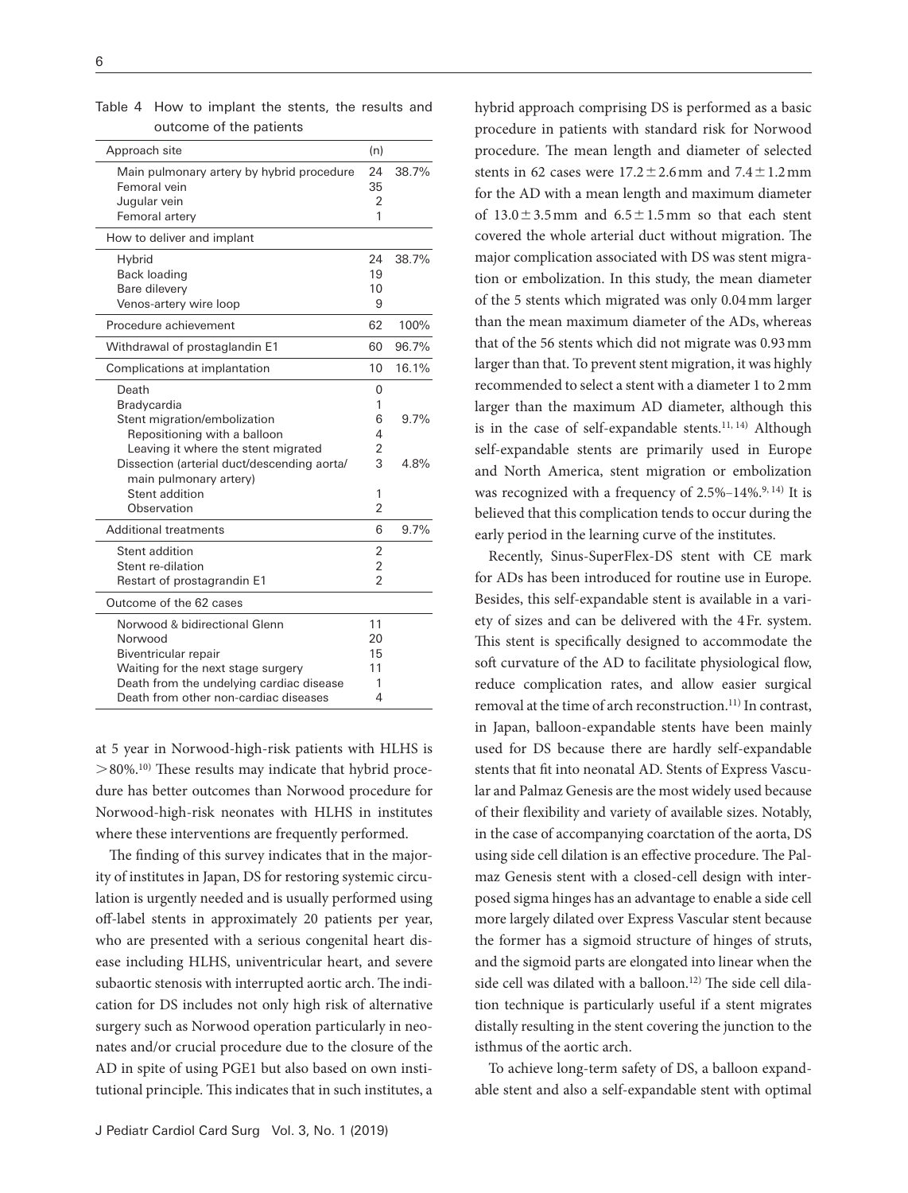Table 4 How to implant the stents, the results and outcome of the patients

| Approach site | (n) | |
|---|---|---|
| Main pulmonary artery by hybrid procedure | 24 | 38.7% |
| Femoral vein | 35 | |
| Jugular vein | 2 | |
| Femoral artery | 1 | |
| **How to deliver and implant** | | |
| Hybrid | 24 | 38.7% |
| Back loading | 19 | |
| Bare dilevery | 10 | |
| Venos-artery wire loop | 9 | |
| **Procedure achievement** | 62 | 100% |
| **Withdrawal of prostaglandin E1** | 60 | 96.7% |
| **Complications at implantation** | 10 | 16.1% |
| Death | 0 | |
| Bradycardia | 1 | |
| Stent migration/embolization | 6 | 9.7% |
| Repositioning with a balloon | 4 | |
| Leaving it where the stent migrated | 2 | |
| Dissection (arterial duct/descending aorta/ main pulmonary artery) | 3 | 4.8% |
| Stent addition | 1 | |
| Observation | 2 | |
| **Additional treatments** | 6 | 9.7% |
| Stent addition | 2 | |
| Stent re-dilation | 2 | |
| Restart of prostagrandin E1 | 2 | |
| **Outcome of the 62 cases** | | |
| Norwood & bidirectional Glenn | 11 | |
| Norwood | 20 | |
| Biventricular repair | 15 | |
| Waiting for the next stage surgery | 11 | |
| Death from the underlying cardiac disease | 1 | |
| Death from other non-cardiac diseases | 4 | |

at 5 year in Norwood-high-risk patients with HLHS is >80%.[10] These results may indicate that hybrid procedure has better outcomes than Norwood procedure for Norwood-high-risk neonates with HLHS in institutes where these interventions are frequently performed.

The finding of this survey indicates that in the majority of institutes in Japan, DS for restoring systemic circulation is urgently needed and is usually performed using off-label stents in approximately 20 patients per year, who are presented with a serious congenital heart disease including HLHS, univentricular heart, and severe subaortic stenosis with interrupted aortic arch. The indication for DS includes not only high risk of alternative surgery such as Norwood operation particularly in neonates and/or crucial procedure due to the closure of the AD in spite of using PGE1 but also based on own institutional principle. This indicates that in such institutes, a hybrid approach comprising DS is performed as a basic procedure in patients with standard risk for Norwood procedure. The mean length and diameter of selected stents in 62 cases were 17.2±2.6 mm and 7.4±1.2 mm for the AD with a mean length and maximum diameter of 13.0±3.5 mm and 6.5±1.5 mm so that each stent covered the whole arterial duct without migration. The major complication associated with DS was stent migration or embolization. In this study, the mean diameter of the 5 stents which migrated was only 0.04 mm larger than the mean maximum diameter of the ADs, whereas that of the 56 stents which did not migrate was 0.93 mm larger than that. To prevent stent migration, it was highly recommended to select a stent with a diameter 1 to 2 mm larger than the maximum AD diameter, although this is in the case of self-expandable stents.[11, 14] Although self-expandable stents are primarily used in Europe and North America, stent migration or embolization was recognized with a frequency of 2.5%–14%.[9, 14] It is believed that this complication tends to occur during the early period in the learning curve of the institutes.

Recently, Sinus-SuperFlex-DS stent with CE mark for ADs has been introduced for routine use in Europe. Besides, this self-expandable stent is available in a variety of sizes and can be delivered with the 4 Fr. system. This stent is specifically designed to accommodate the soft curvature of the AD to facilitate physiological flow, reduce complication rates, and allow easier surgical removal at the time of arch reconstruction.[11] In contrast, in Japan, balloon-expandable stents have been mainly used for DS because there are hardly self-expandable stents that fit into neonatal AD. Stents of Express Vascular and Palmaz Genesis are the most widely used because of their flexibility and variety of available sizes. Notably, in the case of accompanying coarctation of the aorta, DS using side cell dilation is an effective procedure. The Palmaz Genesis stent with a closed-cell design with interposed sigma hinges has an advantage to enable a side cell more largely dilated over Express Vascular stent because the former has a sigmoid structure of hinges of struts, and the sigmoid parts are elongated into linear when the side cell was dilated with a balloon.[12] The side cell dilation technique is particularly useful if a stent migrates distally resulting in the stent covering the junction to the isthmus of the aortic arch.

To achieve long-term safety of DS, a balloon expandable stent and also a self-expandable stent with optimal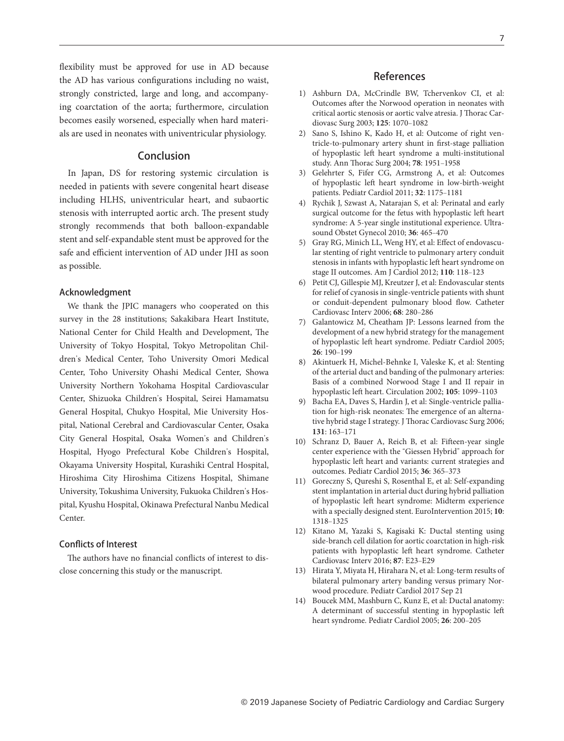flexibility must be approved for use in AD because the AD has various configurations including no waist, strongly constricted, large and long, and accompanying coarctation of the aorta; furthermore, circulation becomes easily worsened, especially when hard materials are used in neonates with univentricular physiology.

## Conclusion

In Japan, DS for restoring systemic circulation is needed in patients with severe congenital heart disease including HLHS, univentricular heart, and subaortic stenosis with interrupted aortic arch. The present study strongly recommends that both balloon-expandable stent and self-expandable stent must be approved for the safe and efficient intervention of AD under JHI as soon as possible.

### Acknowledgment

We thank the JPIC managers who cooperated on this survey in the 28 institutions; Sakakibara Heart Institute, National Center for Child Health and Development, The University of Tokyo Hospital, Tokyo Metropolitan Children's Medical Center, Toho University Omori Medical Center, Toho University Ohashi Medical Center, Showa University Northern Yokohama Hospital Cardiovascular Center, Shizuoka Children's Hospital, Seirei Hamamatsu General Hospital, Chukyo Hospital, Mie University Hospital, National Cerebral and Cardiovascular Center, Osaka City General Hospital, Osaka Women's and Children's Hospital, Hyogo Prefectural Kobe Children's Hospital, Okayama University Hospital, Kurashiki Central Hospital, Hiroshima City Hiroshima Citizens Hospital, Shimane University, Tokushima University, Fukuoka Children's Hospital, Kyushu Hospital, Okinawa Prefectural Nanbu Medical Center.

### Conflicts of Interest

The authors have no financial conflicts of interest to disclose concerning this study or the manuscript.

## References

1) Ashburn DA, McCrindle BW, Tchervenkov CI, et al: Outcomes after the Norwood operation in neonates with critical aortic stenosis or aortic valve atresia. J Thorac Cardiovasc Surg 2003; **125**: 1070–1082
2) Sano S, Ishino K, Kado H, et al: Outcome of right ventricle-to-pulmonary artery shunt in first-stage palliation of hypoplastic left heart syndrome a multi-institutional study. Ann Thorac Surg 2004; **78**: 1951–1958
3) Gelehrter S, Fifer CG, Armstrong A, et al: Outcomes of hypoplastic left heart syndrome in low-birth-weight patients. Pediatr Cardiol 2011; **32**: 1175–1181
4) Rychik J, Szwast A, Natarajan S, et al: Perinatal and early surgical outcome for the fetus with hypoplastic left heart syndrome: A 5-year single institutional experience. Ultrasound Obstet Gynecol 2010; **36**: 465–470
5) Gray RG, Minich LL, Weng HY, et al: Effect of endovascular stenting of right ventricle to pulmonary artery conduit stenosis in infants with hypoplastic left heart syndrome on stage II outcomes. Am J Cardiol 2012; **110**: 118–123
6) Petit CJ, Gillespie MJ, Kreutzer J, et al: Endovascular stents for relief of cyanosis in single-ventricle patients with shunt or conduit-dependent pulmonary blood flow. Catheter Cardiovasc Interv 2006; **68**: 280–286
7) Galantowicz M, Cheatham JP: Lessons learned from the development of a new hybrid strategy for the management of hypoplastic left heart syndrome. Pediatr Cardiol 2005; **26**: 190–199
8) Akintuerk H, Michel-Behnke I, Valeske K, et al: Stenting of the arterial duct and banding of the pulmonary arteries: Basis of a combined Norwood Stage I and II repair in hypoplastic left heart. Circulation 2002; **105**: 1099–1103
9) Bacha EA, Daves S, Hardin J, et al: Single-ventricle palliation for high-risk neonates: The emergence of an alternative hybrid stage I strategy. J Thorac Cardiovasc Surg 2006; **131**: 163–171
10) Schranz D, Bauer A, Reich B, et al: Fifteen-year single center experience with the "Giessen Hybrid" approach for hypoplastic left heart and variants: current strategies and outcomes. Pediatr Cardiol 2015; **36**: 365–373
11) Goreczny S, Qureshi S, Rosenthal E, et al: Self-expanding stent implantation in arterial duct during hybrid palliation of hypoplastic left heart syndrome: Midterm experience with a specially designed stent. EuroIntervention 2015; **10**: 1318–1325
12) Kitano M, Yazaki S, Kagisaki K: Ductal stenting using side-branch cell dilation for aortic coarctation in high-risk patients with hypoplastic left heart syndrome. Catheter Cardiovasc Interv 2016; **87**: E23–E29
13) Hirata Y, Miyata H, Hirahara N, et al: Long-term results of bilateral pulmonary artery banding versus primary Norwood procedure. Pediatr Cardiol 2017 Sep 21
14) Boucek MM, Mashburn C, Kunz E, et al: Ductal anatomy: A determinant of successful stenting in hypoplastic left heart syndrome. Pediatr Cardiol 2005; **26**: 200–205